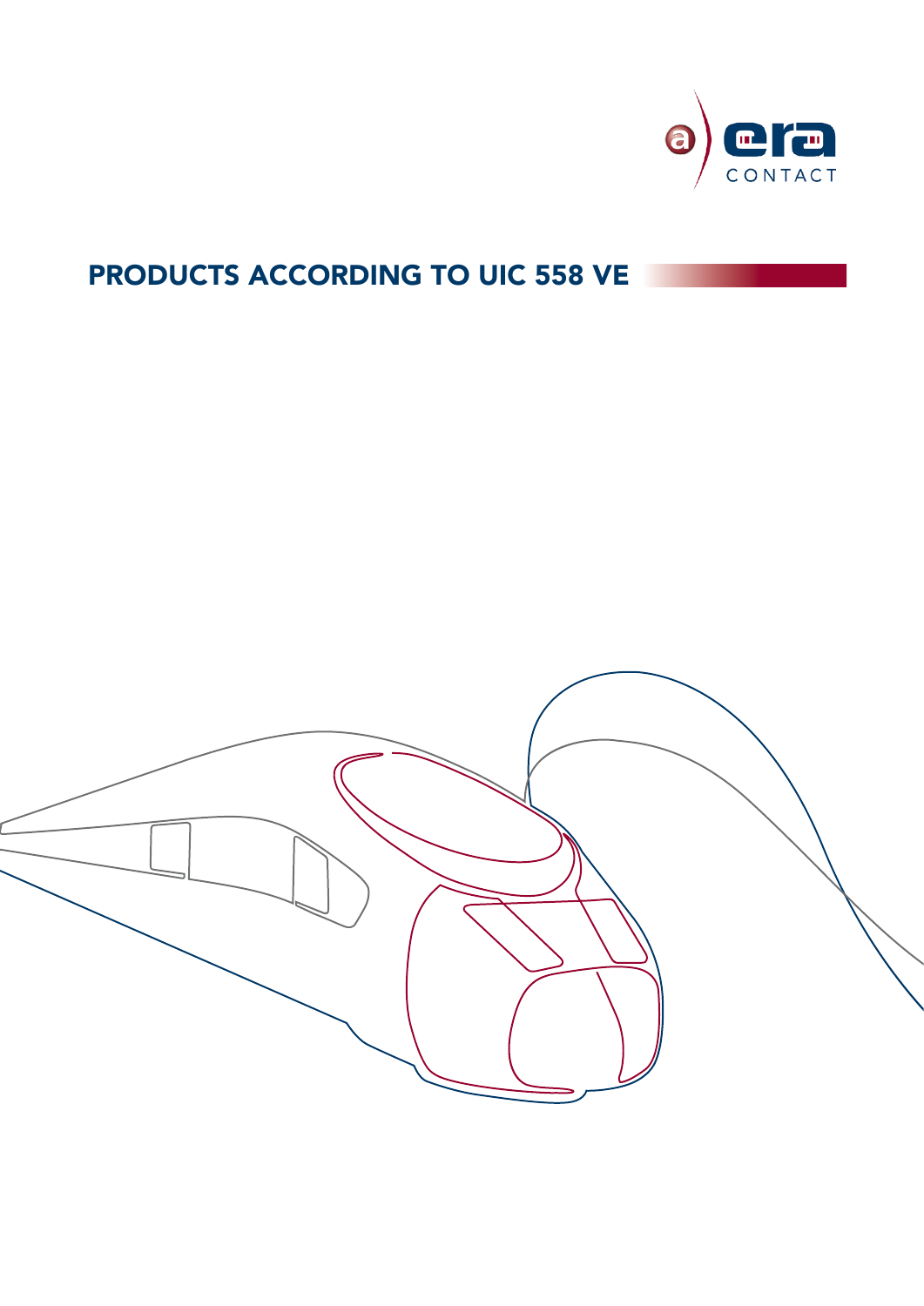# PRODUCTS ACCORDING TO UIC 558 VE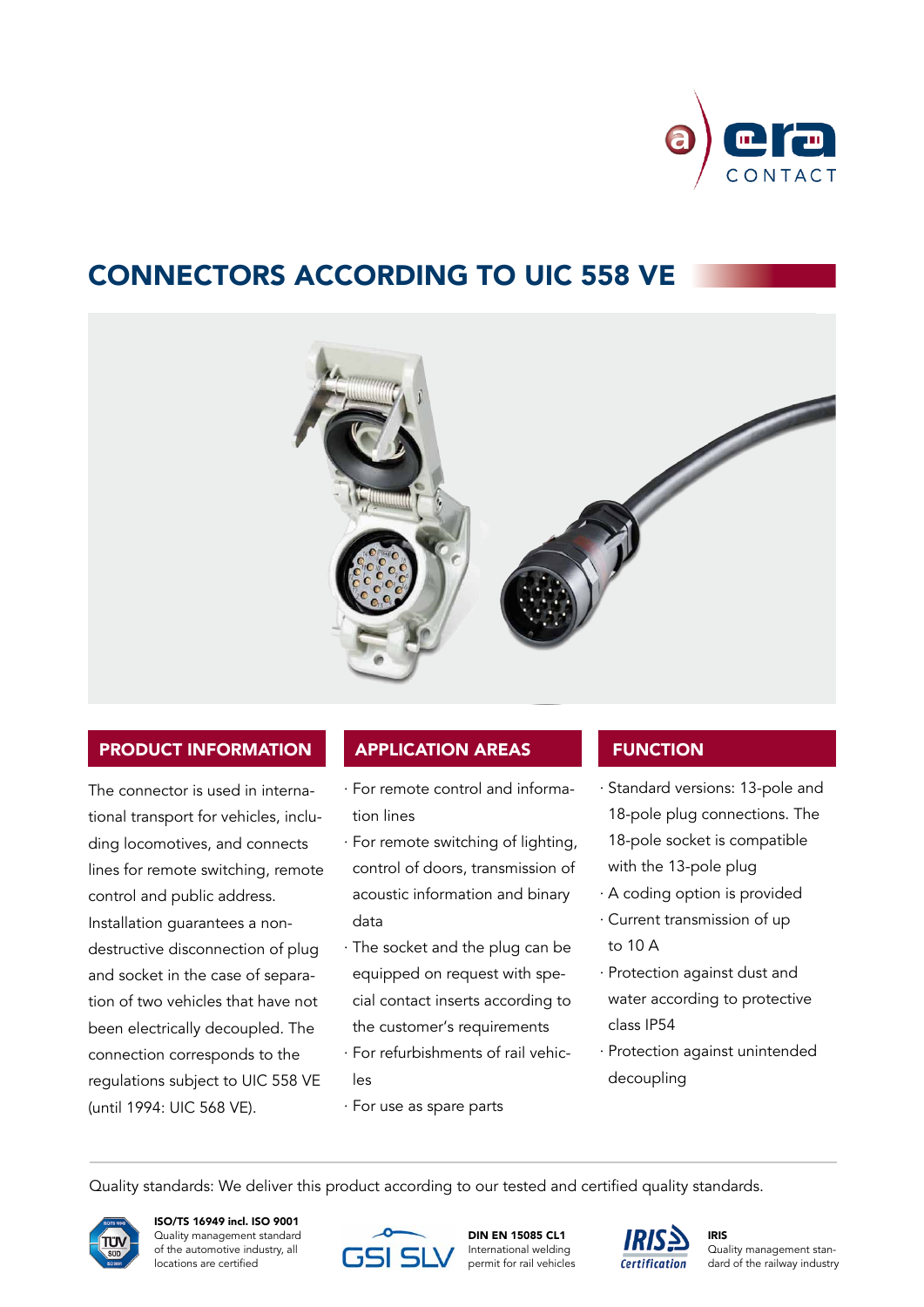# CONNECTORS ACCORDING TO UIC 558 VE

## PRODUCT INFORMATION

The connector is used in international transport for vehicles, including locomotives, and connects lines for remote switching, remote control and public address. Installation guarantees a non-destructive disconnection of plug and socket in the case of separation of two vehicles that have not been electrically decoupled. The connection corresponds to the regulations subject to UIC 558 VE (until 1994: UIC 568 VE).

## APPLICATION AREAS

- For remote control and information lines
- For remote switching of lighting, control of doors, transmission of acoustic information and binary data
- The socket and the plug can be equipped on request with special contact inserts according to the customer's requirements
- For refurbishments of rail vehicles
- For use as spare parts

## FUNCTION

- Standard versions: 13-pole and 18-pole plug connections. The 18-pole socket is compatible with the 13-pole plug
- A coding option is provided
- Current transmission of up to 10 A
- Protection against dust and water according to protective class IP54
- Protection against unintended decoupling

Quality standards: We deliver this product according to our tested and certified quality standards.

**ISO/TS 16949 incl. ISO 9001**
Quality management standard of the automotive industry, all locations are certified

**DIN EN 15085 CL1**
International welding permit for rail vehicles

**IRIS**
Quality management standard of the railway industry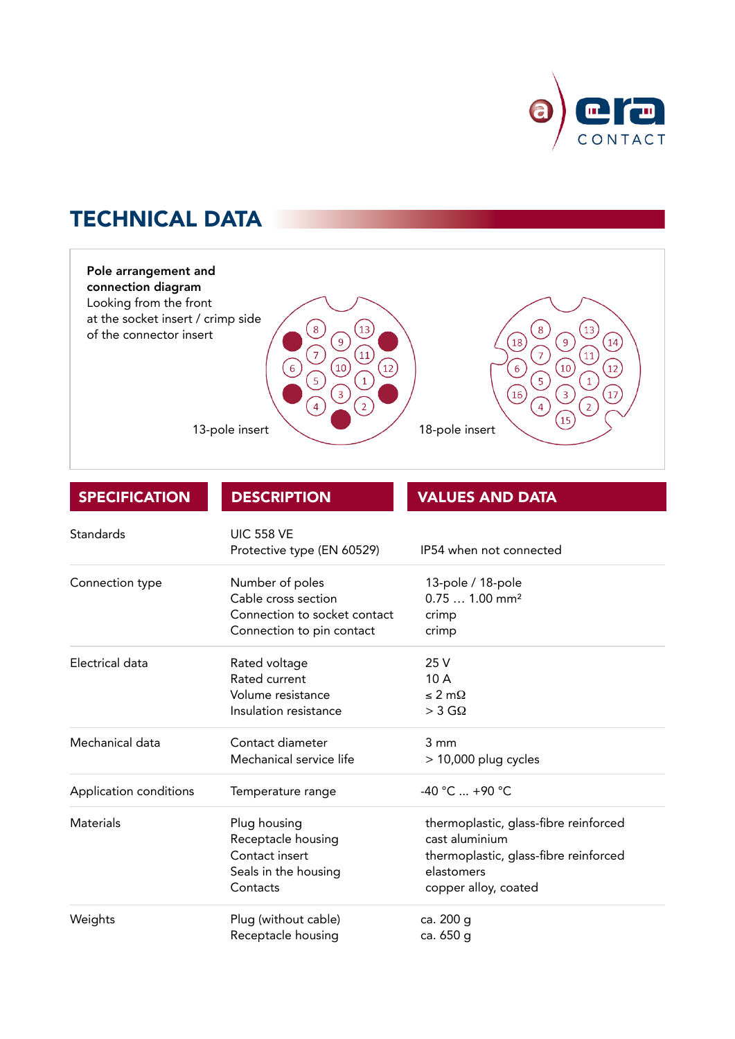# TECHNICAL DATA

**Pole arrangement and connection diagram**
Looking from the front at the socket insert / crimp side of the connector insert

13-pole insert

18-pole insert

| SPECIFICATION | DESCRIPTION | VALUES AND DATA |
|---|---|---|
| Standards | UIC 558 VE<br>Protective type (EN 60529) | <br>IP54 when not connected |
| Connection type | Number of poles<br>Cable cross section<br>Connection to socket contact<br>Connection to pin contact | 13-pole / 18-pole<br>0.75 … 1.00 mm²<br>crimp<br>crimp |
| Electrical data | Rated voltage<br>Rated current<br>Volume resistance<br>Insulation resistance | 25 V<br>10 A<br>≤ 2 mΩ<br>> 3 GΩ |
| Mechanical data | Contact diameter<br>Mechanical service life | 3 mm<br>> 10,000 plug cycles |
| Application conditions | Temperature range | -40 °C ... +90 °C |
| Materials | Plug housing<br>Receptacle housing<br>Contact insert<br>Seals in the housing<br>Contacts | thermoplastic, glass-fibre reinforced<br>cast aluminium<br>thermoplastic, glass-fibre reinforced<br>elastomers<br>copper alloy, coated |
| Weights | Plug (without cable)<br>Receptacle housing | ca. 200 g<br>ca. 650 g |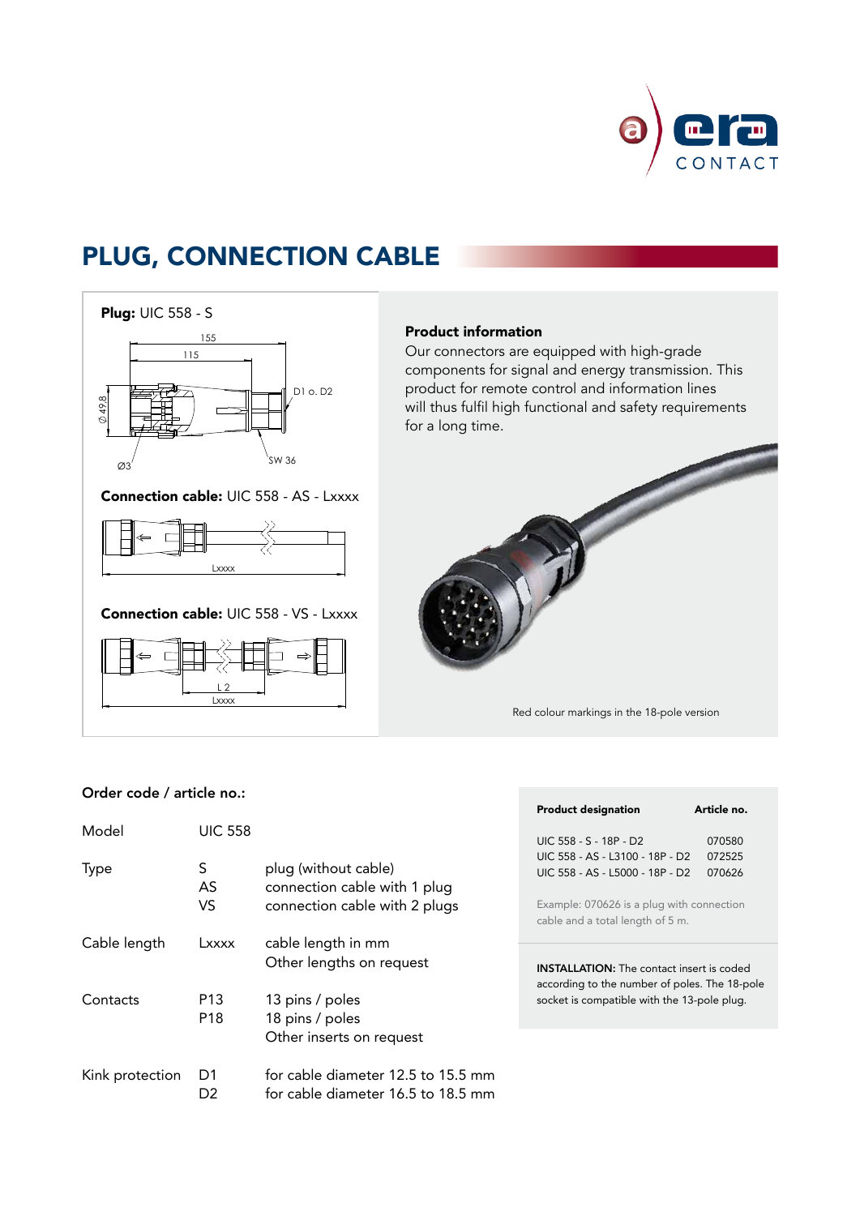# PLUG, CONNECTION CABLE

**Plug:** UIC 558 - S

155

115

Ø49,8

Ø3

D1 o. D2

SW 36

**Connection cable:** UIC 558 - AS - Lxxxx

Lxxxx

**Connection cable:** UIC 558 - VS - Lxxxx

L 2

Lxxxx

**Product information**

Our connectors are equipped with high-grade components for signal and energy transmission. This product for remote control and information lines will thus fulfil high functional and safety requirements for a long time.

Red colour markings in the 18-pole version

**Order code / article no.:**

| | | |
|---|---|---|
| Model | UIC 558 | |
| Type | S<br>AS<br>VS | plug (without cable)<br>connection cable with 1 plug<br>connection cable with 2 plugs |
| Cable length | Lxxxx | cable length in mm<br>Other lengths on request |
| Contacts | P13<br>P18 | 13 pins / poles<br>18 pins / poles<br>Other inserts on request |
| Kink protection | D1<br>D2 | for cable diameter 12.5 to 15.5 mm<br>for cable diameter 16.5 to 18.5 mm |

| Product designation | Article no. |
|---|---|
| UIC 558 - S - 18P - D2 | 070580 |
| UIC 558 - AS - L3100 - 18P - D2 | 072525 |
| UIC 558 - AS - L5000 - 18P - D2 | 070626 |

Example: 070626 is a plug with connection cable and a total length of 5 m.

**INSTALLATION:** The contact insert is coded according to the number of poles. The 18-pole socket is compatible with the 13-pole plug.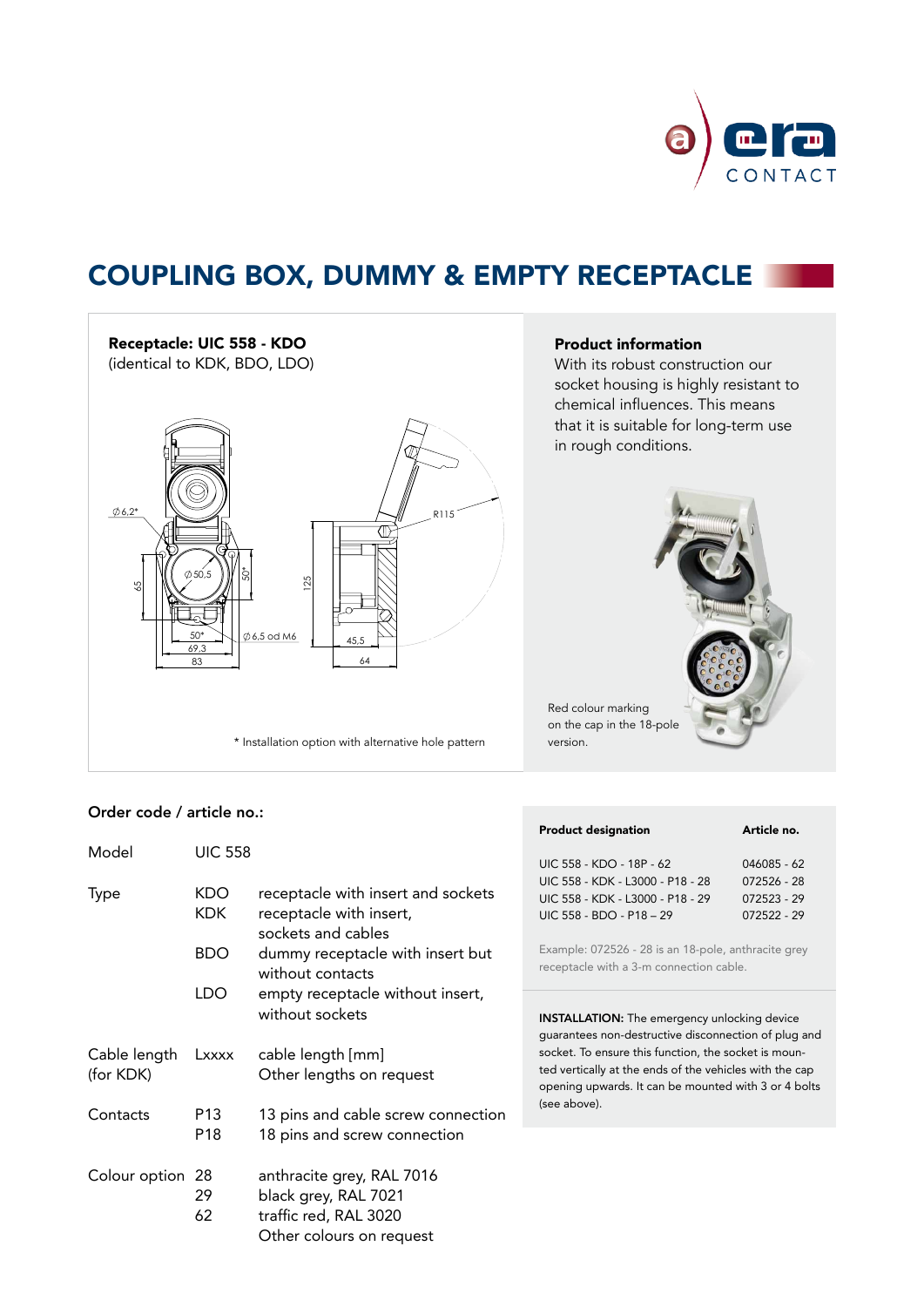# COUPLING BOX, DUMMY & EMPTY RECEPTACLE

**Receptacle: UIC 558 - KDO**
(identical to KDK, BDO, LDO)

* Installation option with alternative hole pattern

**Product information**
With its robust construction our socket housing is highly resistant to chemical influences. This means that it is suitable for long-term use in rough conditions.

Red colour marking on the cap in the 18-pole version.

**Order code / article no.:**

| | | |
|---|---|---|
| Model | UIC 558 | |
| Type | KDO | receptacle with insert and sockets |
| | KDK | receptacle with insert, sockets and cables |
| | BDO | dummy receptacle with insert but without contacts |
| | LDO | empty receptacle without insert, without sockets |
| Cable length (for KDK) | Lxxxx | cable length [mm] Other lengths on request |
| Contacts | P13 | 13 pins and cable screw connection |
| | P18 | 18 pins and screw connection |
| Colour option | 28 | anthracite grey, RAL 7016 |
| | 29 | black grey, RAL 7021 |
| | 62 | traffic red, RAL 3020 Other colours on request |

| Product designation | Article no. |
|---|---|
| UIC 558 - KDO - 18P - 62 | 046085 - 62 |
| UIC 558 - KDK - L3000 - P18 - 28 | 072526 - 28 |
| UIC 558 - KDK - L3000 - P18 - 29 | 072523 - 29 |
| UIC 558 - BDO - P18 – 29 | 072522 - 29 |

Example: 072526 - 28 is an 18-pole, anthracite grey receptacle with a 3-m connection cable.

**INSTALLATION:** The emergency unlocking device guarantees non-destructive disconnection of plug and socket. To ensure this function, the socket is mounted vertically at the ends of the vehicles with the cap opening upwards. It can be mounted with 3 or 4 bolts (see above).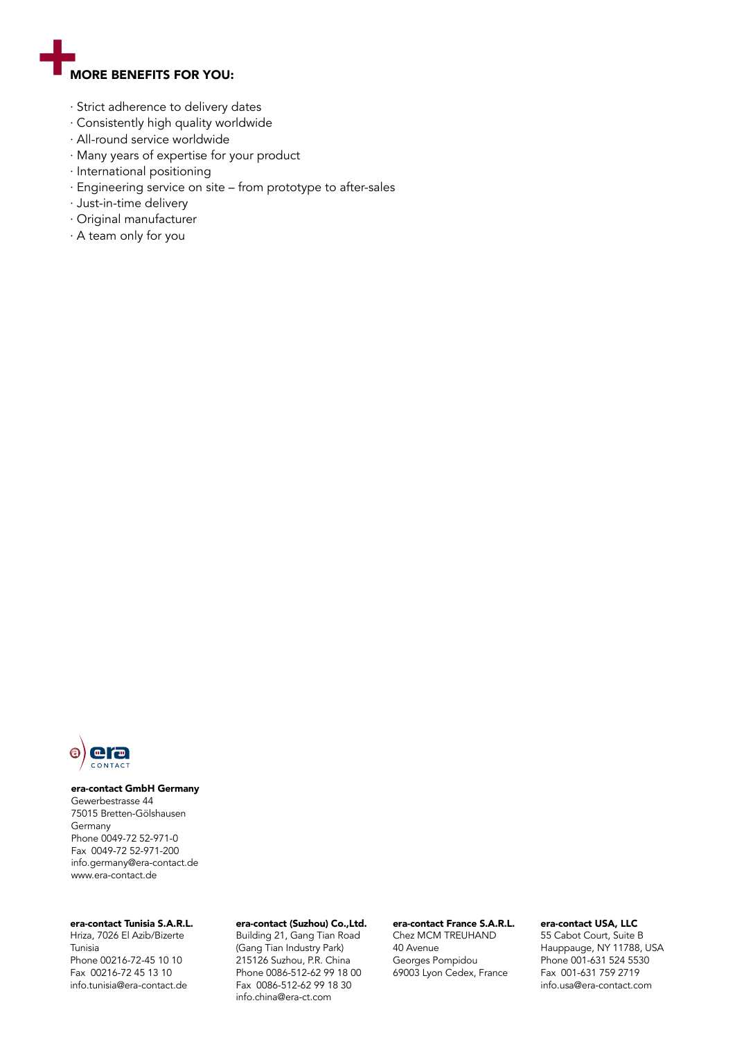## MORE BENEFITS FOR YOU:

- Strict adherence to delivery dates
- Consistently high quality worldwide
- All-round service worldwide
- Many years of expertise for your product
- International positioning
- Engineering service on site – from prototype to after-sales
- Just-in-time delivery
- Original manufacturer
- A team only for you

**era-contact GmbH Germany**
Gewerbestrasse 44
75015 Bretten-Gölshausen
Germany
Phone 0049-72 52-971-0
Fax 0049-72 52-971-200
info.germany@era-contact.de
www.era-contact.de

**era-contact Tunisia S.A.R.L.**
Hriza, 7026 El Azib/Bizerte
Tunisia
Phone 00216-72-45 10 10
Fax 00216-72 45 13 10
info.tunisia@era-contact.de

**era-contact (Suzhou) Co.,Ltd.**
Building 21, Gang Tian Road
(Gang Tian Industry Park)
215126 Suzhou, P.R. China
Phone 0086-512-62 99 18 00
Fax 0086-512-62 99 18 30
info.china@era-ct.com

**era-contact France S.A.R.L.**
Chez MCM TREUHAND
40 Avenue
Georges Pompidou
69003 Lyon Cedex, France

**era-contact USA, LLC**
55 Cabot Court, Suite B
Hauppauge, NY 11788, USA
Phone 001-631 524 5530
Fax 001-631 759 2719
info.usa@era-contact.com